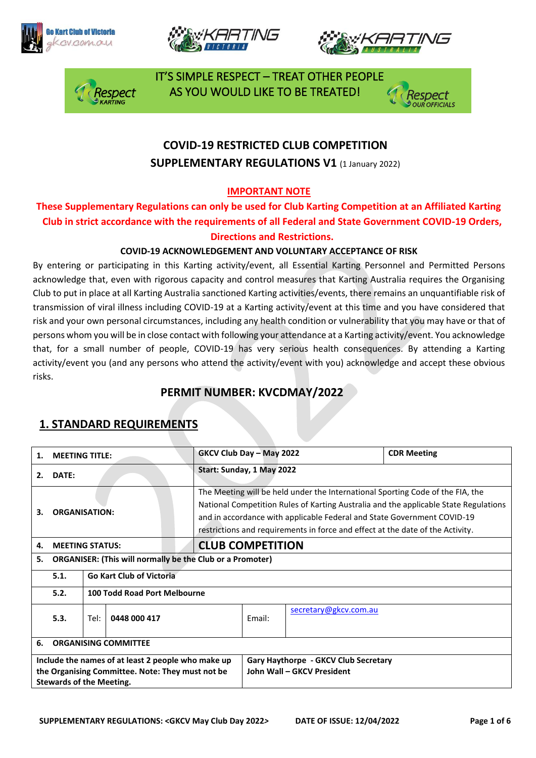IT'S SIMPLE RESPECT – TREAT OTHER PEOPLE AS YOU WOULD LIKE TO BE TREATED!

# COVID-19 RESTRICTED CLUB COMPETITION

## SUPPLEMENTARY REGULATIONS V1 (1 January 2022)

**IMPORTANT NOTE**

**These Supplementary Regulations can only be used for Club Karting Competition at an Affiliated Karting Club in strict accordance with the requirements of all Federal and State Government COVID-19 Orders, Directions and Restrictions.**

**COVID-19 ACKNOWLEDGEMENT AND VOLUNTARY ACCEPTANCE OF RISK**

By entering or participating in this Karting activity/event, all Essential Karting Personnel and Permitted Persons acknowledge that, even with rigorous capacity and control measures that Karting Australia requires the Organising Club to put in place at all Karting Australia sanctioned Karting activities/events, there remains an unquantifiable risk of transmission of viral illness including COVID-19 at a Karting activity/event at this time and you have considered that risk and your own personal circumstances, including any health condition or vulnerability that you may have or that of persons whom you will be in close contact with following your attendance at a Karting activity/event. You acknowledge that, for a small number of people, COVID-19 has very serious health consequences. By attending a Karting activity/event you (and any persons who attend the activity/event with you) acknowledge and accept these obvious risks.

## PERMIT NUMBER: KVCDMAY/2022

## 1. STANDARD REQUIREMENTS

| | | | | |
|---|---|---|---|---|
| **1. MEETING TITLE:** | **GKCV Club Day – May 2022** | | | **CDR Meeting** |
| **2. DATE:** | **Start: Sunday, 1 May 2022** | | | |
| **3. ORGANISATION:** | The Meeting will be held under the International Sporting Code of the FIA, the National Competition Rules of Karting Australia and the applicable State Regulations and in accordance with applicable Federal and State Government COVID-19 restrictions and requirements in force and effect at the date of the Activity. | | | |
| **4. MEETING STATUS:** | **CLUB COMPETITION** | | | |
| **5. ORGANISER: (This will normally be the Club or a Promoter)** | | | | |
| **5.1.** | **Go Kart Club of Victoria** | | | |
| **5.2.** | **100 Todd Road Port Melbourne** | | | |
| **5.3.** | Tel: **0448 000 417** | | Email: | secretary@gkcv.com.au |
| **6. ORGANISING COMMITTEE** | | | | |
| **Include the names of at least 2 people who make up the Organising Committee. Note: They must not be Stewards of the Meeting.** | **Gary Haythorpe - GKCV Club Secretary**<br>**John Wall – GKCV President** | | | |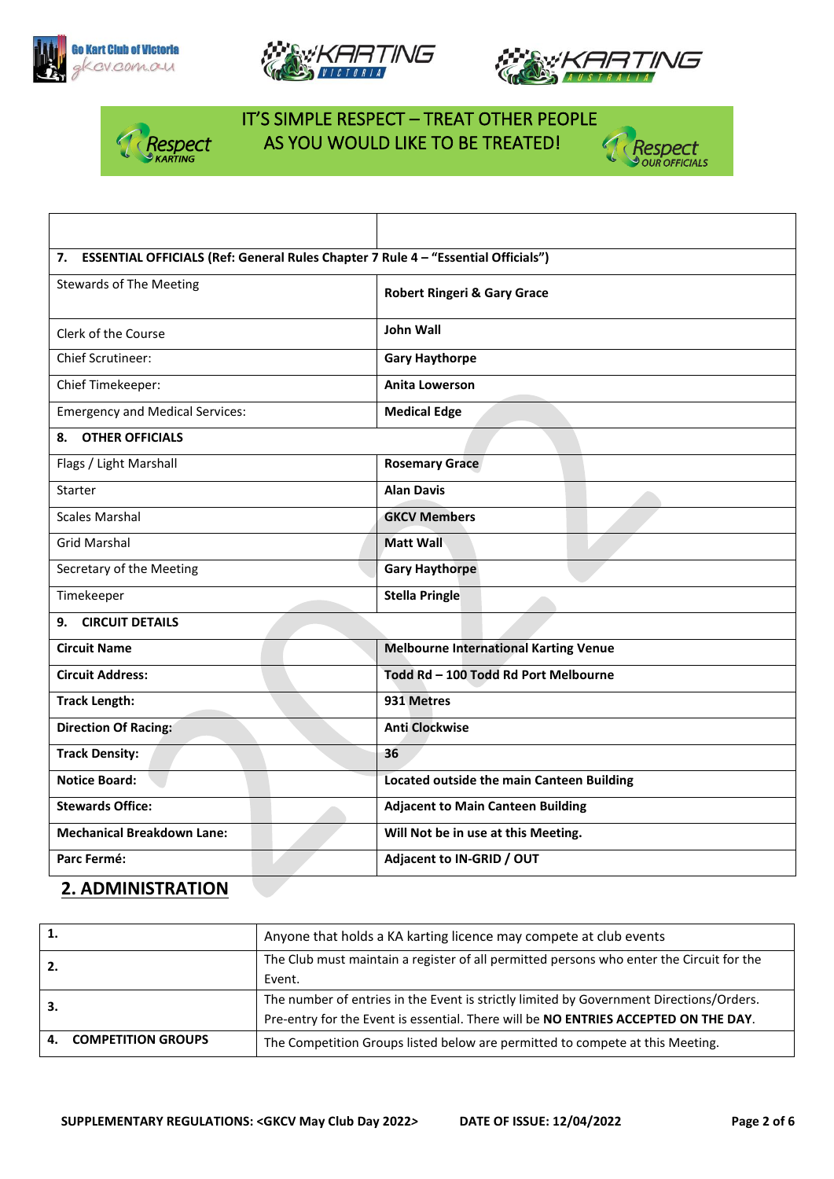IT'S SIMPLE RESPECT – TREAT OTHER PEOPLE AS YOU WOULD LIKE TO BE TREATED!

| | |
|---|---|
| **7. ESSENTIAL OFFICIALS (Ref: General Rules Chapter 7 Rule 4 – "Essential Officials")** | |
| Stewards of The Meeting | **Robert Ringeri & Gary Grace** |
| Clerk of the Course | **John Wall** |
| Chief Scrutineer: | **Gary Haythorpe** |
| Chief Timekeeper: | **Anita Lowerson** |
| Emergency and Medical Services: | **Medical Edge** |
| **8. OTHER OFFICIALS** | |
| Flags / Light Marshall | **Rosemary Grace** |
| Starter | **Alan Davis** |
| Scales Marshal | **GKCV Members** |
| Grid Marshal | **Matt Wall** |
| Secretary of the Meeting | **Gary Haythorpe** |
| Timekeeper | **Stella Pringle** |
| **9. CIRCUIT DETAILS** | |
| **Circuit Name** | **Melbourne International Karting Venue** |
| **Circuit Address:** | **Todd Rd – 100 Todd Rd Port Melbourne** |
| **Track Length:** | **931 Metres** |
| **Direction Of Racing:** | **Anti Clockwise** |
| **Track Density:** | **36** |
| **Notice Board:** | **Located outside the main Canteen Building** |
| **Stewards Office:** | **Adjacent to Main Canteen Building** |
| **Mechanical Breakdown Lane:** | **Will Not be in use at this Meeting.** |
| **Parc Fermé:** | **Adjacent to IN-GRID / OUT** |

## 2. ADMINISTRATION

| | |
|---|---|
| **1.** | Anyone that holds a KA karting licence may compete at club events |
| **2.** | The Club must maintain a register of all permitted persons who enter the Circuit for the Event. |
| **3.** | The number of entries in the Event is strictly limited by Government Directions/Orders. Pre-entry for the Event is essential. There will be **NO ENTRIES ACCEPTED ON THE DAY**. |
| **4. COMPETITION GROUPS** | The Competition Groups listed below are permitted to compete at this Meeting. |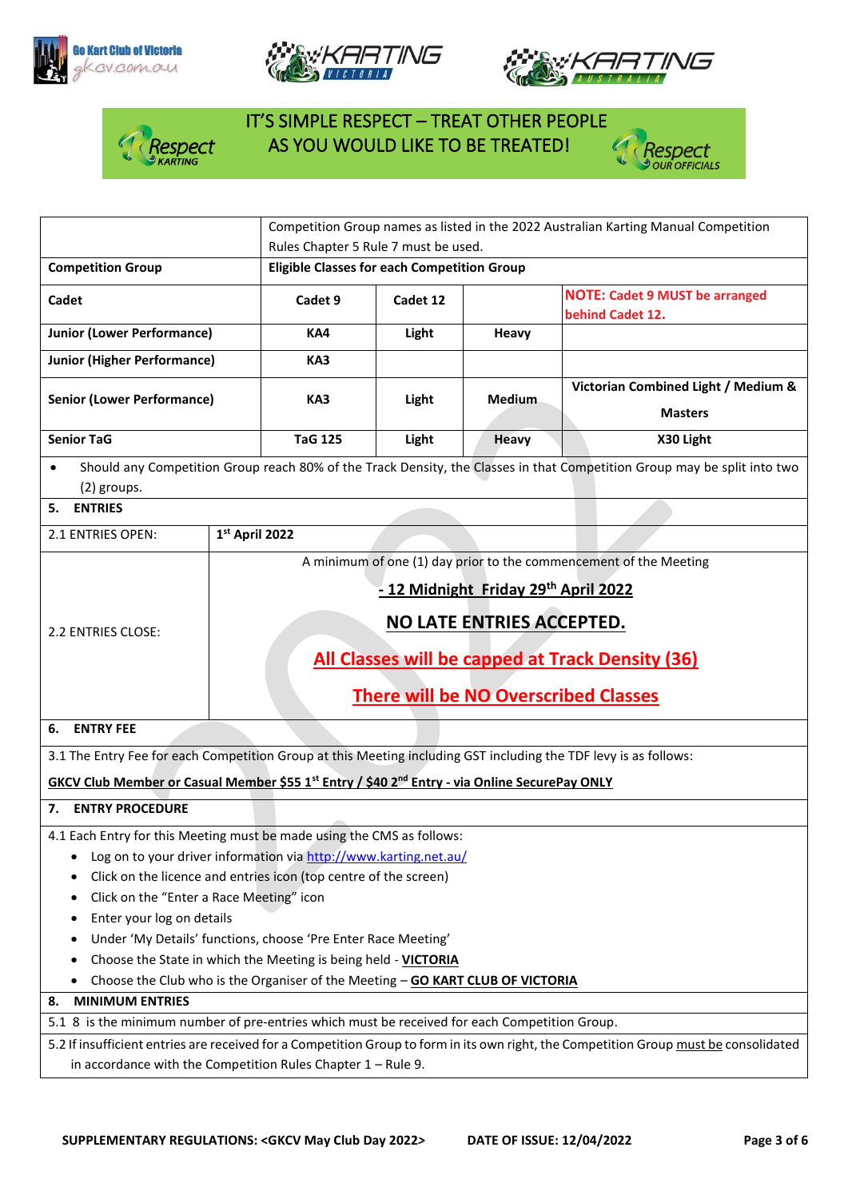IT'S SIMPLE RESPECT – TREAT OTHER PEOPLE AS YOU WOULD LIKE TO BE TREATED!

| | Competition Group names as listed in the 2022 Australian Karting Manual Competition Rules Chapter 5 Rule 7 must be used. | | | |
|---|---|---|---|---|
| **Competition Group** | **Eligible Classes for each Competition Group** | | | |
| **Cadet** | **Cadet 9** | **Cadet 12** | | **NOTE: Cadet 9 MUST be arranged behind Cadet 12.** |
| **Junior (Lower Performance)** | **KA4** | **Light** | **Heavy** | |
| **Junior (Higher Performance)** | **KA3** | | | |
| **Senior (Lower Performance)** | **KA3** | **Light** | **Medium** | **Victorian Combined Light / Medium & Masters** |
| **Senior TaG** | **TaG 125** | **Light** | **Heavy** | **X30 Light** |

- Should any Competition Group reach 80% of the Track Density, the Classes in that Competition Group may be split into two (2) groups.

## 5. ENTRIES

| | |
|---|---|
| 2.1 ENTRIES OPEN: | **1st April 2022** |
| 2.2 ENTRIES CLOSE: | A minimum of one (1) day prior to the commencement of the Meeting<br>**- 12 Midnight Friday 29th April 2022**<br>**NO LATE ENTRIES ACCEPTED.**<br>**All Classes will be capped at Track Density (36)**<br>**There will be NO Overscribed Classes** |

## 6. ENTRY FEE

3.1 The Entry Fee for each Competition Group at this Meeting including GST including the TDF levy is as follows:

**GKCV Club Member or Casual Member $55 1st Entry / $40 2nd Entry - via Online SecurePay ONLY**

## 7. ENTRY PROCEDURE

4.1 Each Entry for this Meeting must be made using the CMS as follows:

- Log on to your driver information via http://www.karting.net.au/
- Click on the licence and entries icon (top centre of the screen)
- Click on the "Enter a Race Meeting" icon
- Enter your log on details
- Under 'My Details' functions, choose 'Pre Enter Race Meeting'
- Choose the State in which the Meeting is being held - **VICTORIA**
- Choose the Club who is the Organiser of the Meeting – **GO KART CLUB OF VICTORIA**

## 8. MINIMUM ENTRIES

5.1 8 is the minimum number of pre-entries which must be received for each Competition Group.

5.2 If insufficient entries are received for a Competition Group to form in its own right, the Competition Group must be consolidated in accordance with the Competition Rules Chapter 1 – Rule 9.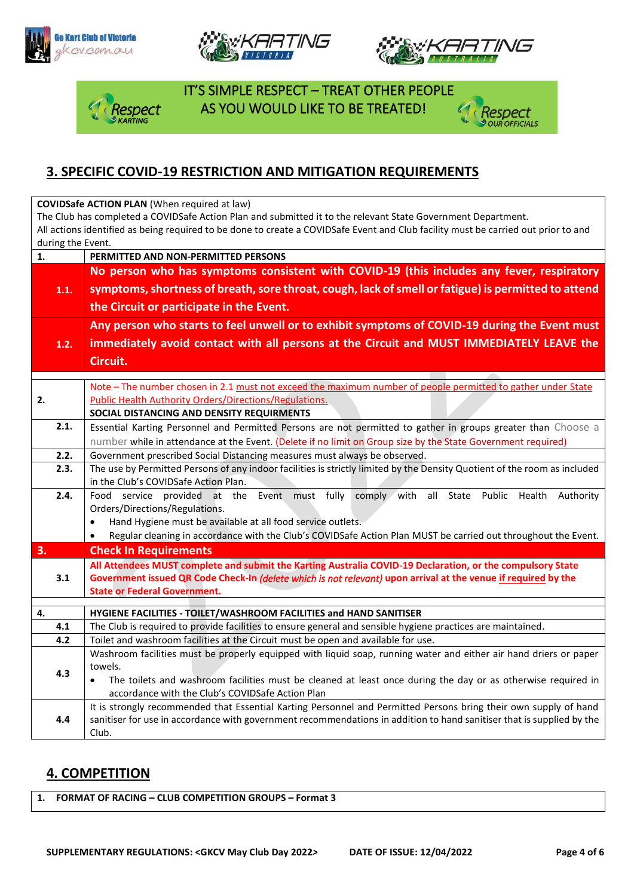IT'S SIMPLE RESPECT – TREAT OTHER PEOPLE AS YOU WOULD LIKE TO BE TREATED!

## 3. SPECIFIC COVID-19 RESTRICTION AND MITIGATION REQUIREMENTS

| | |
|---|---|
| **COVIDSafe ACTION PLAN** (When required at law)<br>The Club has completed a COVIDSafe Action Plan and submitted it to the relevant State Government Department.<br>All actions identified as being required to be done to create a COVIDSafe Event and Club facility must be carried out prior to and during the Event. | |
| **1.** | **PERMITTED AND NON-PERMITTED PERSONS** |
| **1.1.** | **No person who has symptoms consistent with COVID-19 (this includes any fever, respiratory symptoms, shortness of breath, sore throat, cough, lack of smell or fatigue) is permitted to attend the Circuit or participate in the Event.** |
| **1.2.** | **Any person who starts to feel unwell or to exhibit symptoms of COVID-19 during the Event must immediately avoid contact with all persons at the Circuit and MUST IMMEDIATELY LEAVE the Circuit.** |
| **2.** | Note – The number chosen in 2.1 must not exceed the maximum number of people permitted to gather under State Public Health Authority Orders/Directions/Regulations.<br>**SOCIAL DISTANCING AND DENSITY REQUIRMENTS** |
| **2.1.** | Essential Karting Personnel and Permitted Persons are not permitted to gather in groups greater than Choose a number while in attendance at the Event. (Delete if no limit on Group size by the State Government required) |
| **2.2.** | Government prescribed Social Distancing measures must always be observed. |
| **2.3.** | The use by Permitted Persons of any indoor facilities is strictly limited by the Density Quotient of the room as included in the Club's COVIDSafe Action Plan. |
| **2.4.** | Food service provided at the Event must fully comply with all State Public Health Authority Orders/Directions/Regulations.<br>• Hand Hygiene must be available at all food service outlets.<br>• Regular cleaning in accordance with the Club's COVIDSafe Action Plan MUST be carried out throughout the Event. |
| **3.** | **Check In Requirements** |
| **3.1** | **All Attendees MUST complete and submit the Karting Australia COVID-19 Declaration, or the compulsory State Government issued QR Code Check-In *(delete which is not relevant)* upon arrival at the venue if required by the State or Federal Government.** |
| **4.** | **HYGIENE FACILITIES - TOILET/WASHROOM FACILITIES and HAND SANITISER** |
| **4.1** | The Club is required to provide facilities to ensure general and sensible hygiene practices are maintained. |
| **4.2** | Toilet and washroom facilities at the Circuit must be open and available for use. |
| **4.3** | Washroom facilities must be properly equipped with liquid soap, running water and either air hand driers or paper towels.<br>• The toilets and washroom facilities must be cleaned at least once during the day or as otherwise required in accordance with the Club's COVIDSafe Action Plan |
| **4.4** | It is strongly recommended that Essential Karting Personnel and Permitted Persons bring their own supply of hand sanitiser for use in accordance with government recommendations in addition to hand sanitiser that is supplied by the Club. |

## 4. COMPETITION

| |
|---|
| **1. FORMAT OF RACING – CLUB COMPETITION GROUPS – Format 3** |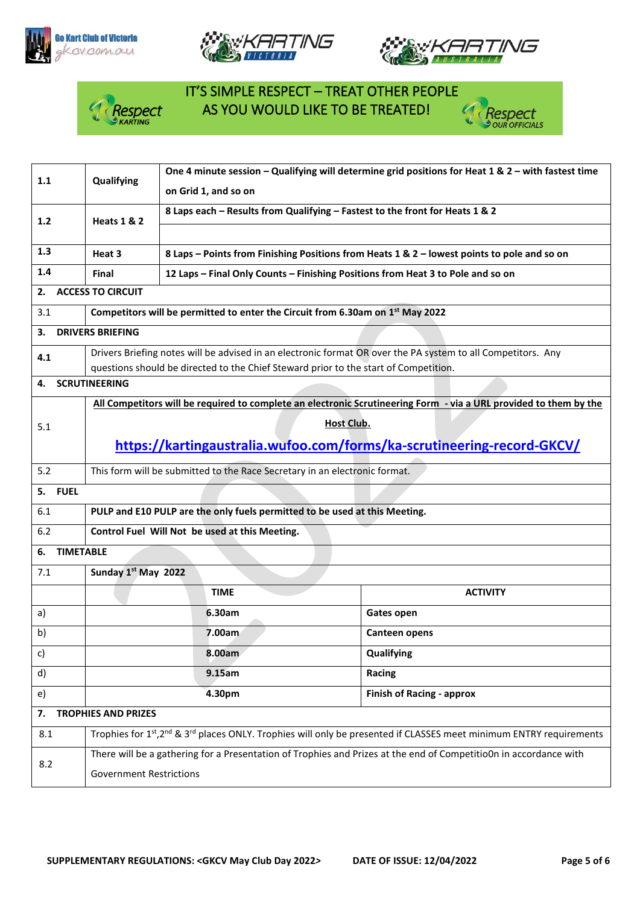**IT'S SIMPLE RESPECT – TREAT OTHER PEOPLE AS YOU WOULD LIKE TO BE TREATED!**

| | | |
|---|---|---|
| 1.1 | **Qualifying** | **One 4 minute session – Qualifying will determine grid positions for Heat 1 & 2 – with fastest time on Grid 1, and so on** |
| 1.2 | **Heats 1 & 2** | **8 Laps each – Results from Qualifying – Fastest to the front for Heats 1 & 2** |
| 1.3 | **Heat 3** | **8 Laps – Points from Finishing Positions from Heats 1 & 2 – lowest points to pole and so on** |
| 1.4 | **Final** | **12 Laps – Final Only Counts – Finishing Positions from Heat 3 to Pole and so on** |

**2. ACCESS TO CIRCUIT**

| | |
|---|---|
| 3.1 | **Competitors will be permitted to enter the Circuit from 6.30am on 1st May 2022** |

**3. DRIVERS BRIEFING**

| | |
|---|---|
| 4.1 | Drivers Briefing notes will be advised in an electronic format OR over the PA system to all Competitors. Any questions should be directed to the Chief Steward prior to the start of Competition. |

**4. SCRUTINEERING**

| | |
|---|---|
| 5.1 | **All Competitors will be required to complete an electronic Scrutineering Form - via a URL provided to them by the Host Club.** https://kartingaustralia.wufoo.com/forms/ka-scrutineering-record-GKCV/ |
| 5.2 | This form will be submitted to the Race Secretary in an electronic format. |

**5. FUEL**

| | |
|---|---|
| 6.1 | **PULP and E10 PULP are the only fuels permitted to be used at this Meeting.** |
| 6.2 | **Control Fuel Will Not be used at this Meeting.** |

**6. TIMETABLE**

**7.1 Sunday 1st May 2022**

| | TIME | ACTIVITY |
|---|---|---|
| a) | **6.30am** | **Gates open** |
| b) | **7.00am** | **Canteen opens** |
| c) | **8.00am** | **Qualifying** |
| d) | **9.15am** | **Racing** |
| e) | **4.30pm** | **Finish of Racing - approx** |

**7. TROPHIES AND PRIZES**

| | |
|---|---|
| 8.1 | Trophies for 1st, 2nd & 3rd places ONLY. Trophies will only be presented if CLASSES meet minimum ENTRY requirements |
| 8.2 | There will be a gathering for a Presentation of Trophies and Prizes at the end of Competitio0n in accordance with Government Restrictions |

**SUPPLEMENTARY REGULATIONS: <GKCV May Club Day 2022>    DATE OF ISSUE: 12/04/2022**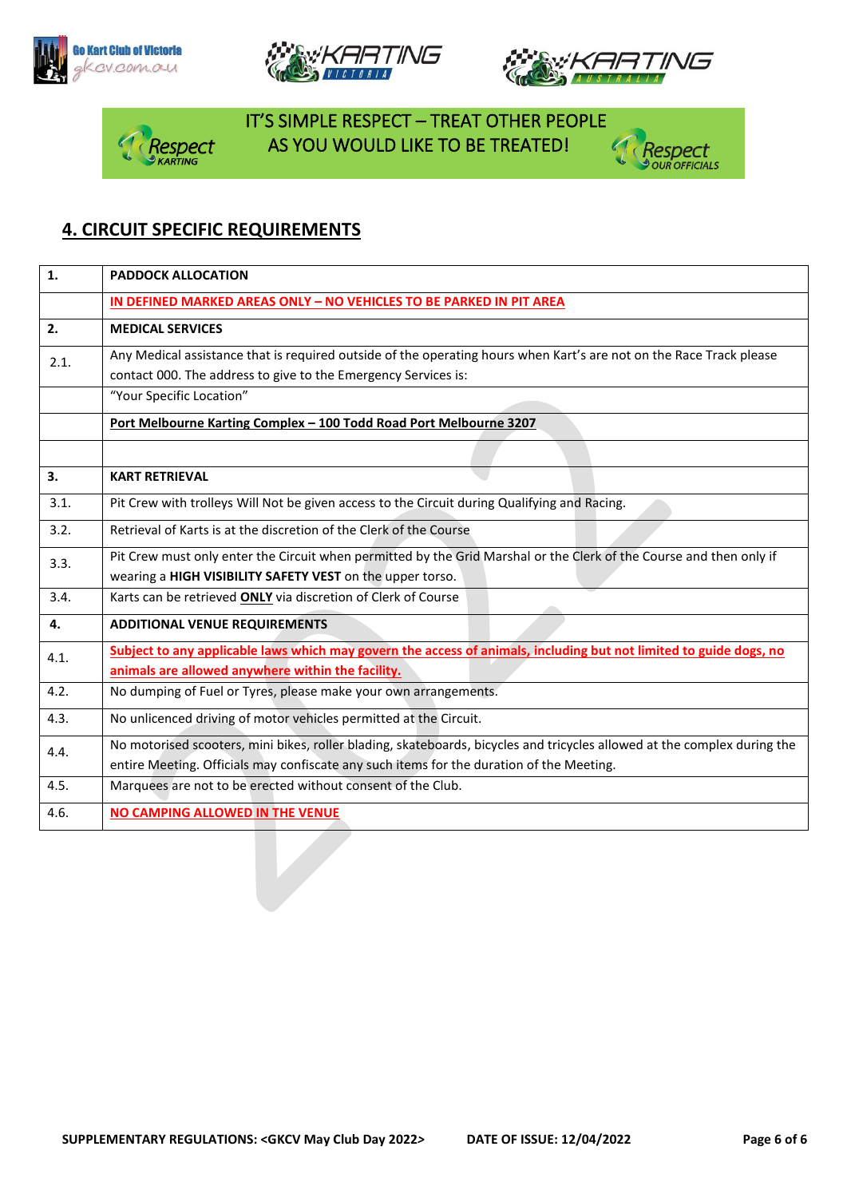IT'S SIMPLE RESPECT – TREAT OTHER PEOPLE AS YOU WOULD LIKE TO BE TREATED!

## 4. CIRCUIT SPECIFIC REQUIREMENTS

| | |
|---|---|
| **1.** | **PADDOCK ALLOCATION** |
| | **IN DEFINED MARKED AREAS ONLY – NO VEHICLES TO BE PARKED IN PIT AREA** |
| **2.** | **MEDICAL SERVICES** |
| 2.1. | Any Medical assistance that is required outside of the operating hours when Kart's are not on the Race Track please contact 000. The address to give to the Emergency Services is: |
| | "Your Specific Location" |
| | **Port Melbourne Karting Complex – 100 Todd Road Port Melbourne 3207** |
| | |
| **3.** | **KART RETRIEVAL** |
| 3.1. | Pit Crew with trolleys Will Not be given access to the Circuit during Qualifying and Racing. |
| 3.2. | Retrieval of Karts is at the discretion of the Clerk of the Course |
| 3.3. | Pit Crew must only enter the Circuit when permitted by the Grid Marshal or the Clerk of the Course and then only if wearing a **HIGH VISIBILITY SAFETY VEST** on the upper torso. |
| 3.4. | Karts can be retrieved **ONLY** via discretion of Clerk of Course |
| **4.** | **ADDITIONAL VENUE REQUIREMENTS** |
| 4.1. | **Subject to any applicable laws which may govern the access of animals, including but not limited to guide dogs, no animals are allowed anywhere within the facility.** |
| 4.2. | No dumping of Fuel or Tyres, please make your own arrangements. |
| 4.3. | No unlicenced driving of motor vehicles permitted at the Circuit. |
| 4.4. | No motorised scooters, mini bikes, roller blading, skateboards, bicycles and tricycles allowed at the complex during the entire Meeting. Officials may confiscate any such items for the duration of the Meeting. |
| 4.5. | Marquees are not to be erected without consent of the Club. |
| 4.6. | **NO CAMPING ALLOWED IN THE VENUE** |